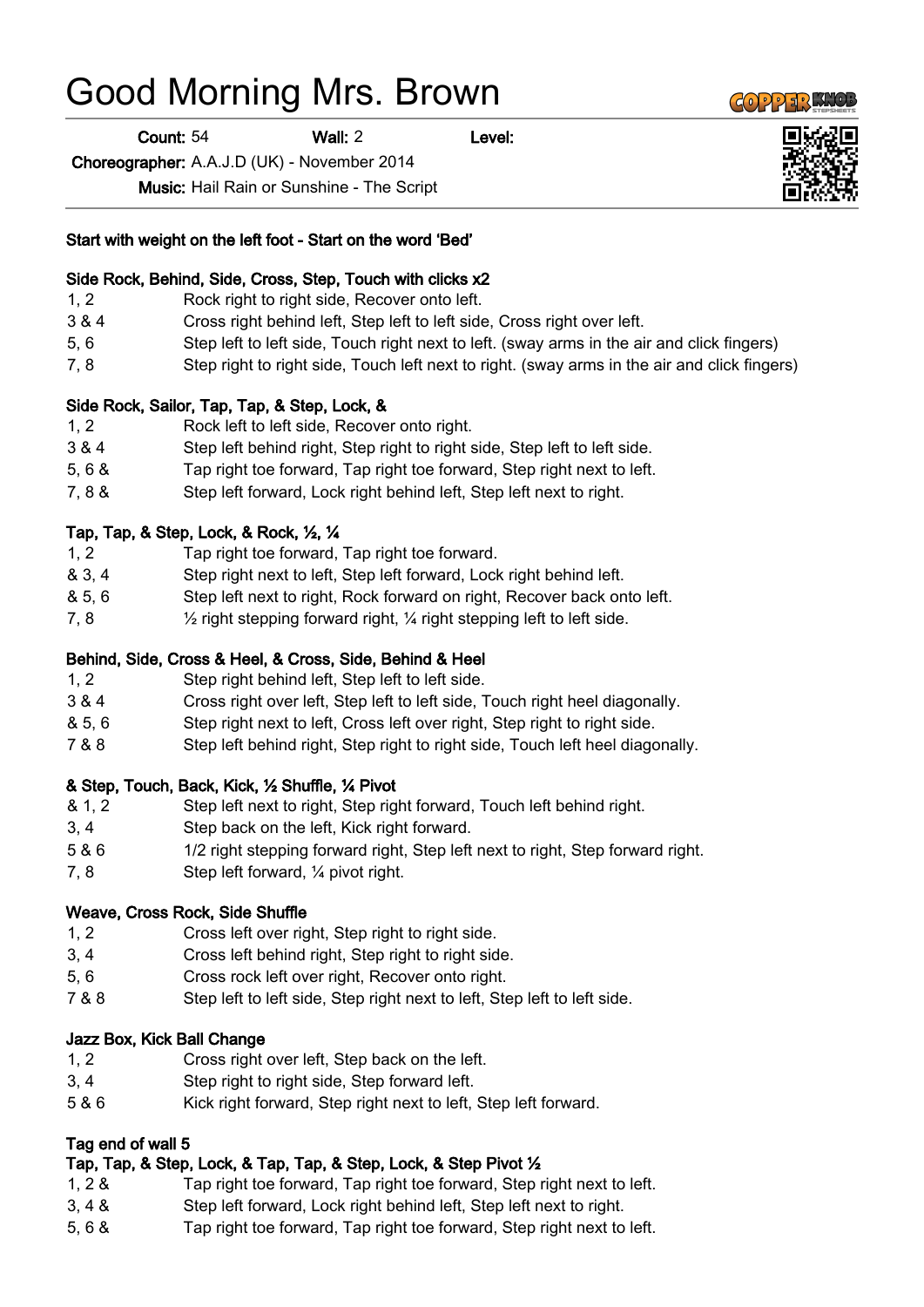# Good Morning Mrs. Brown

**Count:** 54 **Wall:** 2 **Level:**

**Choreographer:** A.A.J.D (UK) - November 2014

**Music:** Hail Rain or Sunshine - The Script

**Start with weight on the left foot - Start on the word 'Bed'**

**Side Rock, Behind, Side, Cross, Step, Touch with clicks x2**

| | |
|---|---|
| 1, 2 | Rock right to right side, Recover onto left. |
| 3 & 4 | Cross right behind left, Step left to left side, Cross right over left. |
| 5, 6 | Step left to left side, Touch right next to left. (sway arms in the air and click fingers) |
| 7, 8 | Step right to right side, Touch left next to right. (sway arms in the air and click fingers) |

**Side Rock, Sailor, Tap, Tap, & Step, Lock, &**

| | |
|---|---|
| 1, 2 | Rock left to left side, Recover onto right. |
| 3 & 4 | Step left behind right, Step right to right side, Step left to left side. |
| 5, 6 & | Tap right toe forward, Tap right toe forward, Step right next to left. |
| 7, 8 & | Step left forward, Lock right behind left, Step left next to right. |

**Tap, Tap, & Step, Lock, & Rock, ½, ¼**

| | |
|---|---|
| 1, 2 | Tap right toe forward, Tap right toe forward. |
| & 3, 4 | Step right next to left, Step left forward, Lock right behind left. |
| & 5, 6 | Step left next to right, Rock forward on right, Recover back onto left. |
| 7, 8 | ½ right stepping forward right, ¼ right stepping left to left side. |

**Behind, Side, Cross & Heel, & Cross, Side, Behind & Heel**

| | |
|---|---|
| 1, 2 | Step right behind left, Step left to left side. |
| 3 & 4 | Cross right over left, Step left to left side, Touch right heel diagonally. |
| & 5, 6 | Step right next to left, Cross left over right, Step right to right side. |
| 7 & 8 | Step left behind right, Step right to right side, Touch left heel diagonally. |

**& Step, Touch, Back, Kick, ½ Shuffle, ¼ Pivot**

| | |
|---|---|
| & 1, 2 | Step left next to right, Step right forward, Touch left behind right. |
| 3, 4 | Step back on the left, Kick right forward. |
| 5 & 6 | 1/2 right stepping forward right, Step left next to right, Step forward right. |
| 7, 8 | Step left forward, ¼ pivot right. |

**Weave, Cross Rock, Side Shuffle**

| | |
|---|---|
| 1, 2 | Cross left over right, Step right to right side. |
| 3, 4 | Cross left behind right, Step right to right side. |
| 5, 6 | Cross rock left over right, Recover onto right. |
| 7 & 8 | Step left to left side, Step right next to left, Step left to left side. |

**Jazz Box, Kick Ball Change**

| | |
|---|---|
| 1, 2 | Cross right over left, Step back on the left. |
| 3, 4 | Step right to right side, Step forward left. |
| 5 & 6 | Kick right forward, Step right next to left, Step left forward. |

**Tag end of wall 5**

**Tap, Tap, & Step, Lock, & Tap, Tap, & Step, Lock, & Step Pivot ½**

| | |
|---|---|
| 1, 2 & | Tap right toe forward, Tap right toe forward, Step right next to left. |
| 3, 4 & | Step left forward, Lock right behind left, Step left next to right. |
| 5, 6 & | Tap right toe forward, Tap right toe forward, Step right next to left. |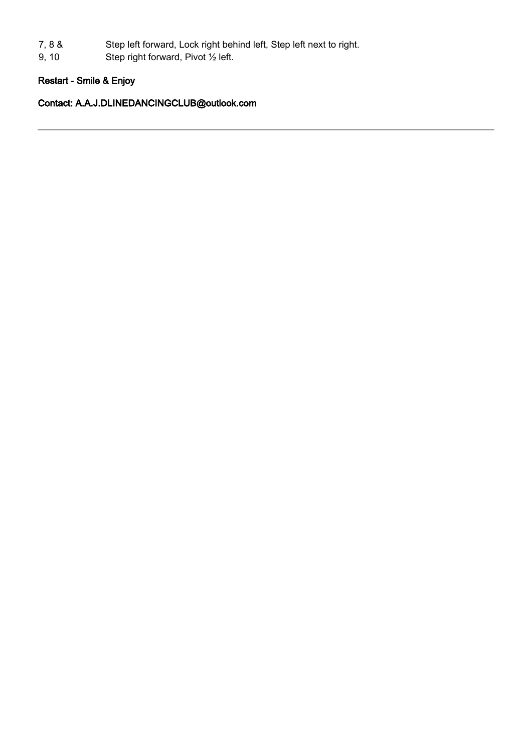7, 8 &	Step left forward, Lock right behind left, Step left next to right.
9, 10	Step right forward, Pivot ½ left.

**Restart - Smile & Enjoy**

**Contact: A.A.J.DLINEDANCINGCLUB@outlook.com**

---